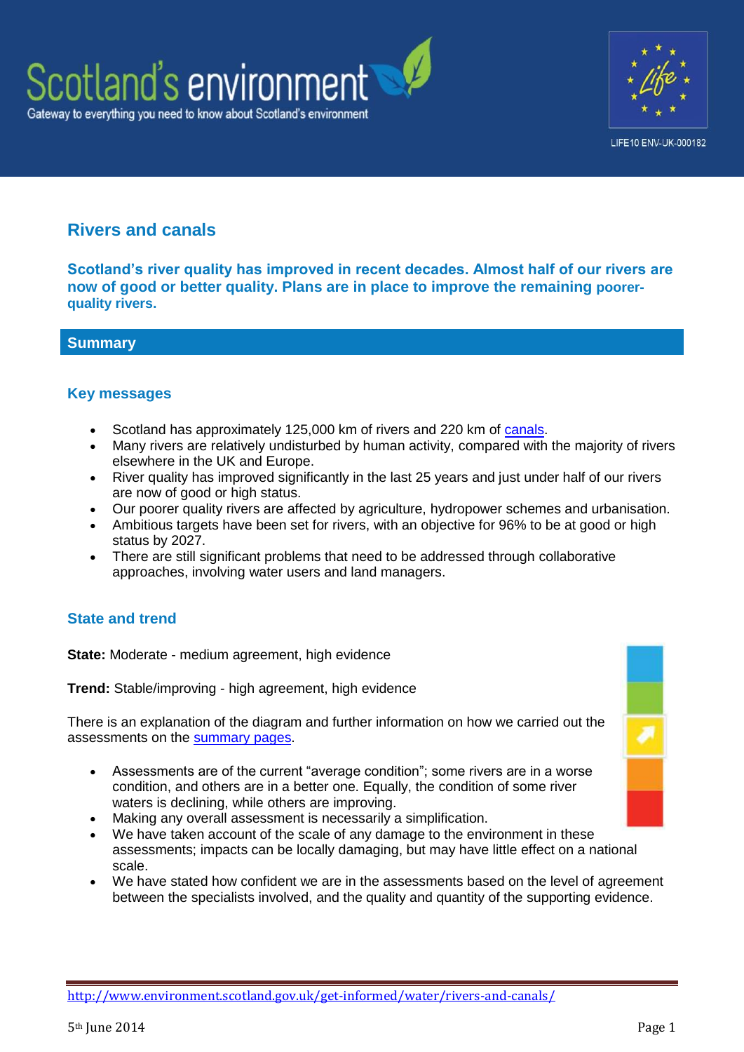# Rivers and canals

**Scotland's river quality has improved in recent decades. Almost half of our rivers are now of good or better quality. Plans are in place to improve the remaining poorer-quality rivers.**

## Summary

### Key messages

- Scotland has approximately 125,000 km of rivers and 220 km of canals.
- Many rivers are relatively undisturbed by human activity, compared with the majority of rivers elsewhere in the UK and Europe.
- River quality has improved significantly in the last 25 years and just under half of our rivers are now of good or high status.
- Our poorer quality rivers are affected by agriculture, hydropower schemes and urbanisation.
- Ambitious targets have been set for rivers, with an objective for 96% to be at good or high status by 2027.
- There are still significant problems that need to be addressed through collaborative approaches, involving water users and land managers.

### State and trend

**State:** Moderate - medium agreement, high evidence

**Trend:** Stable/improving - high agreement, high evidence

There is an explanation of the diagram and further information on how we carried out the assessments on the summary pages.

- Assessments are of the current "average condition"; some rivers are in a worse condition, and others are in a better one. Equally, the condition of some river waters is declining, while others are improving.
- Making any overall assessment is necessarily a simplification.
- We have taken account of the scale of any damage to the environment in these assessments; impacts can be locally damaging, but may have little effect on a national scale.
- We have stated how confident we are in the assessments based on the level of agreement between the specialists involved, and the quality and quantity of the supporting evidence.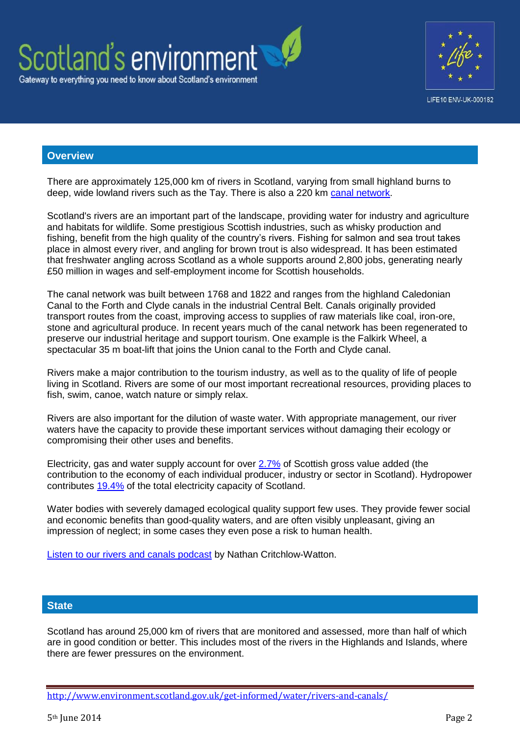## Overview

There are approximately 125,000 km of rivers in Scotland, varying from small highland burns to deep, wide lowland rivers such as the Tay. There is also a 220 km [canal network](#).

Scotland's rivers are an important part of the landscape, providing water for industry and agriculture and habitats for wildlife. Some prestigious Scottish industries, such as whisky production and fishing, benefit from the high quality of the country's rivers. Fishing for salmon and sea trout takes place in almost every river, and angling for brown trout is also widespread. It has been estimated that freshwater angling across Scotland as a whole supports around 2,800 jobs, generating nearly £50 million in wages and self-employment income for Scottish households.

The canal network was built between 1768 and 1822 and ranges from the highland Caledonian Canal to the Forth and Clyde canals in the industrial Central Belt. Canals originally provided transport routes from the coast, improving access to supplies of raw materials like coal, iron-ore, stone and agricultural produce. In recent years much of the canal network has been regenerated to preserve our industrial heritage and support tourism. One example is the Falkirk Wheel, a spectacular 35 m boat-lift that joins the Union canal to the Forth and Clyde canal.

Rivers make a major contribution to the tourism industry, as well as to the quality of life of people living in Scotland. Rivers are some of our most important recreational resources, providing places to fish, swim, canoe, watch nature or simply relax.

Rivers are also important for the dilution of waste water. With appropriate management, our river waters have the capacity to provide these important services without damaging their ecology or compromising their other uses and benefits.

Electricity, gas and water supply account for over [2.7%](#) of Scottish gross value added (the contribution to the economy of each individual producer, industry or sector in Scotland). Hydropower contributes [19.4%](#) of the total electricity capacity of Scotland.

Water bodies with severely damaged ecological quality support few uses. They provide fewer social and economic benefits than good-quality waters, and are often visibly unpleasant, giving an impression of neglect; in some cases they even pose a risk to human health.

[Listen to our rivers and canals podcast](#) by Nathan Critchlow-Watton.

## State

Scotland has around 25,000 km of rivers that are monitored and assessed, more than half of which are in good condition or better. This includes most of the rivers in the Highlands and Islands, where there are fewer pressures on the environment.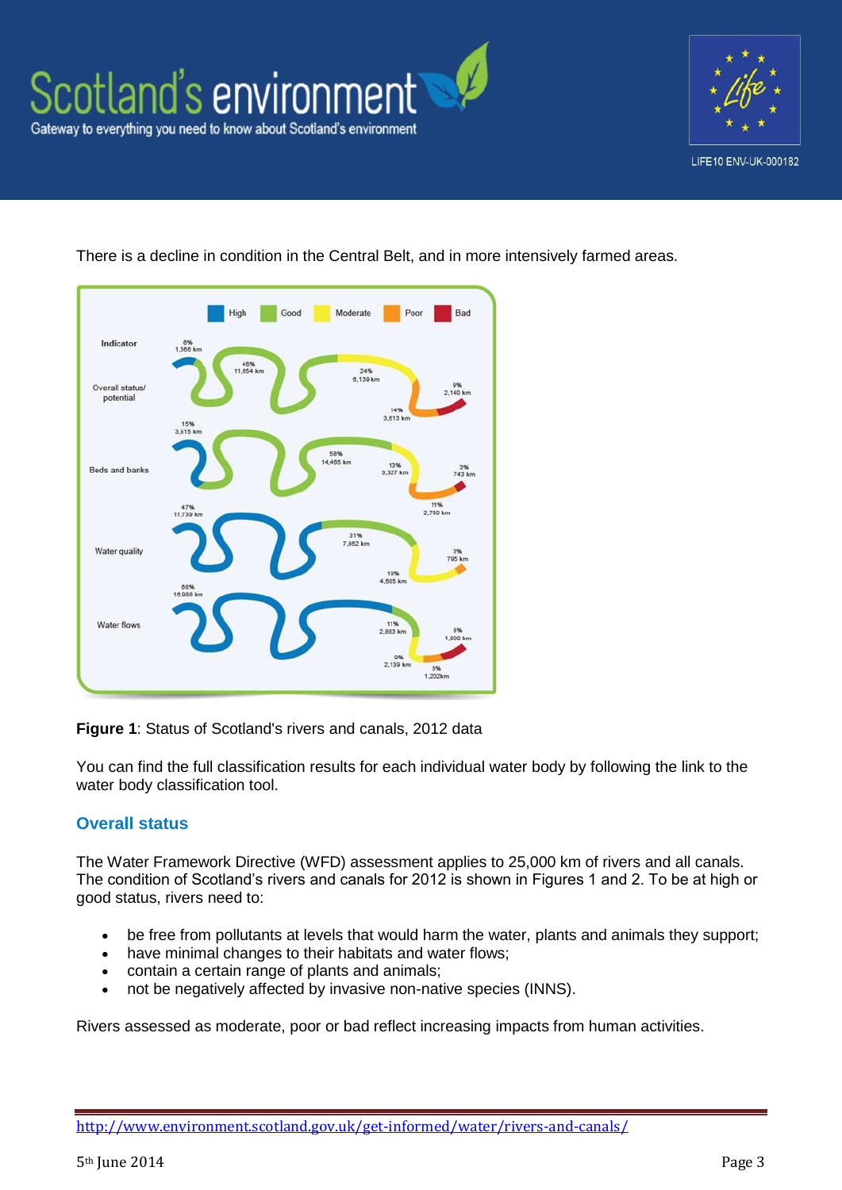There is a decline in condition in the Central Belt, and in more intensively farmed areas.

**Figure 1**: Status of Scotland's rivers and canals, 2012 data

You can find the full classification results for each individual water body by following the link to the water body classification tool.

## Overall status

The Water Framework Directive (WFD) assessment applies to 25,000 km of rivers and all canals. The condition of Scotland's rivers and canals for 2012 is shown in Figures 1 and 2. To be at high or good status, rivers need to:

- be free from pollutants at levels that would harm the water, plants and animals they support;
- have minimal changes to their habitats and water flows;
- contain a certain range of plants and animals;
- not be negatively affected by invasive non-native species (INNS).

Rivers assessed as moderate, poor or bad reflect increasing impacts from human activities.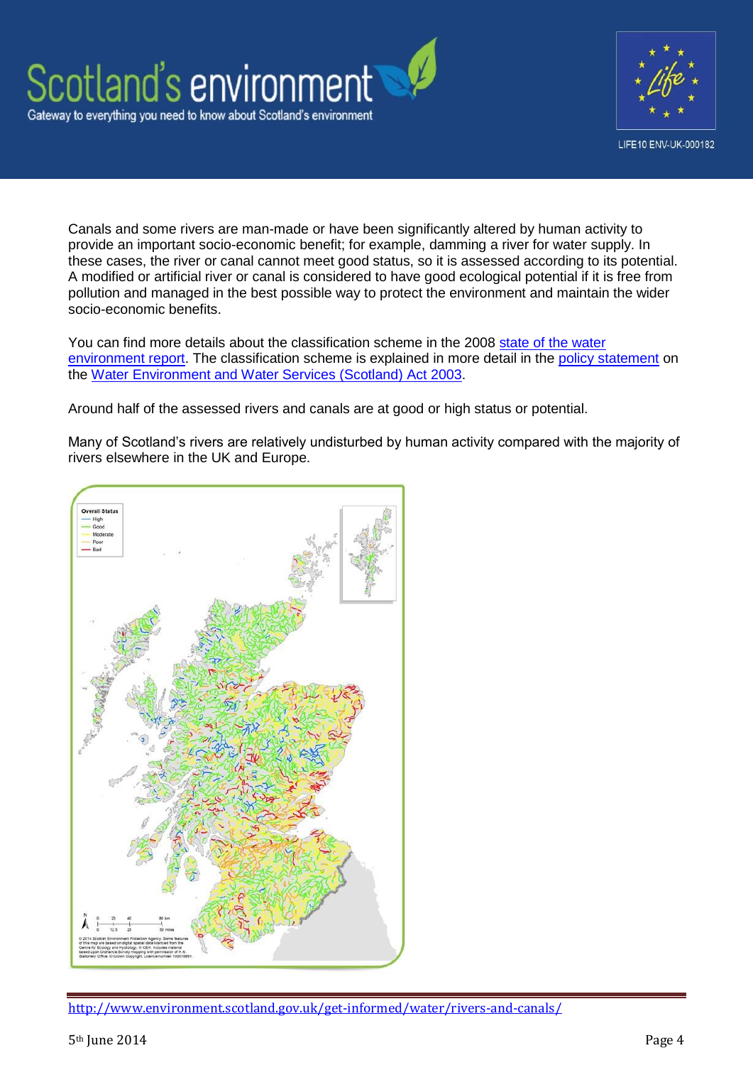Canals and some rivers are man-made or have been significantly altered by human activity to provide an important socio-economic benefit; for example, damming a river for water supply. In these cases, the river or canal cannot meet good status, so it is assessed according to its potential. A modified or artificial river or canal is considered to have good ecological potential if it is free from pollution and managed in the best possible way to protect the environment and maintain the wider socio-economic benefits.

You can find more details about the classification scheme in the 2008 state of the water environment report. The classification scheme is explained in more detail in the policy statement on the Water Environment and Water Services (Scotland) Act 2003.

Around half of the assessed rivers and canals are at good or high status or potential.

Many of Scotland's rivers are relatively undisturbed by human activity compared with the majority of rivers elsewhere in the UK and Europe.

http://www.environment.scotland.gov.uk/get-informed/water/rivers-and-canals/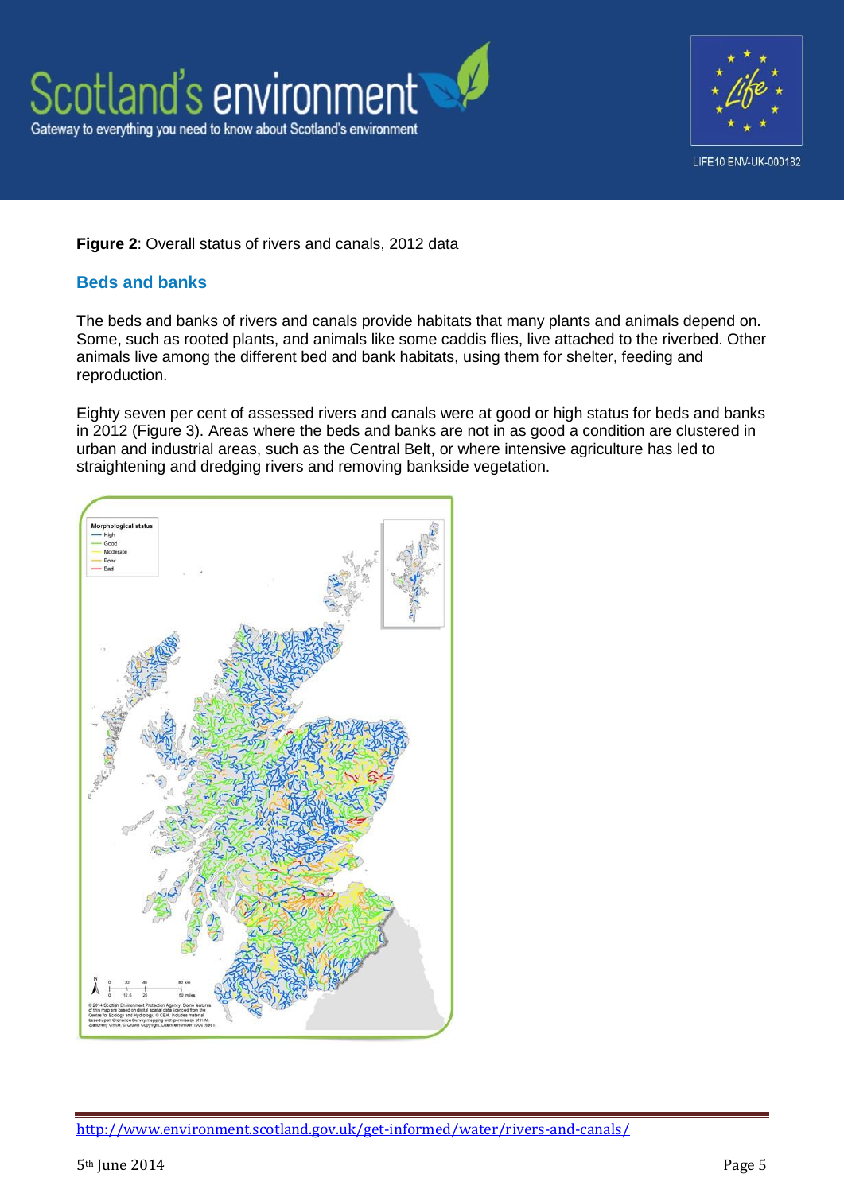**Figure 2**: Overall status of rivers and canals, 2012 data

## Beds and banks

The beds and banks of rivers and canals provide habitats that many plants and animals depend on. Some, such as rooted plants, and animals like some caddis flies, live attached to the riverbed. Other animals live among the different bed and bank habitats, using them for shelter, feeding and reproduction.

Eighty seven per cent of assessed rivers and canals were at good or high status for beds and banks in 2012 (Figure 3). Areas where the beds and banks are not in as good a condition are clustered in urban and industrial areas, such as the Central Belt, or where intensive agriculture has led to straightening and dredging rivers and removing bankside vegetation.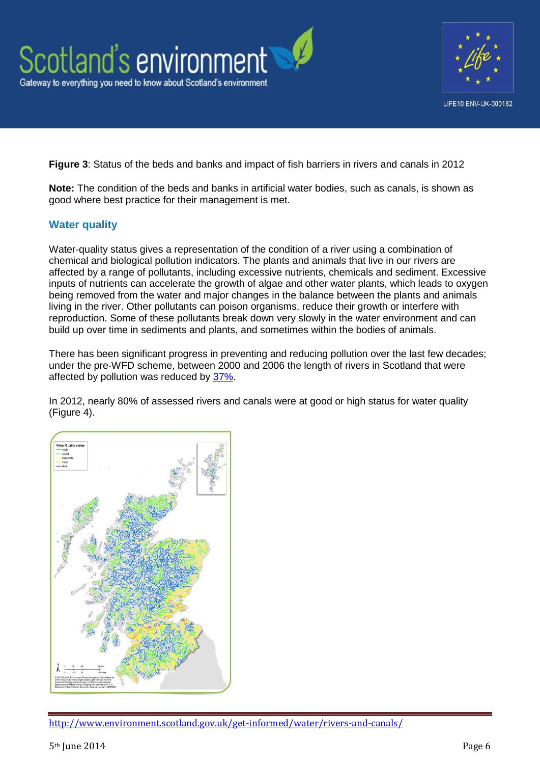**Figure 3**: Status of the beds and banks and impact of fish barriers in rivers and canals in 2012

**Note:** The condition of the beds and banks in artificial water bodies, such as canals, is shown as good where best practice for their management is met.

## Water quality

Water-quality status gives a representation of the condition of a river using a combination of chemical and biological pollution indicators. The plants and animals that live in our rivers are affected by a range of pollutants, including excessive nutrients, chemicals and sediment. Excessive inputs of nutrients can accelerate the growth of algae and other water plants, which leads to oxygen being removed from the water and major changes in the balance between the plants and animals living in the river. Other pollutants can poison organisms, reduce their growth or interfere with reproduction. Some of these pollutants break down very slowly in the water environment and can build up over time in sediments and plants, and sometimes within the bodies of animals.

There has been significant progress in preventing and reducing pollution over the last few decades; under the pre-WFD scheme, between 2000 and 2006 the length of rivers in Scotland that were affected by pollution was reduced by 37%.

In 2012, nearly 80% of assessed rivers and canals were at good or high status for water quality (Figure 4).

http://www.environment.scotland.gov.uk/get-informed/water/rivers-and-canals/

5th June 2014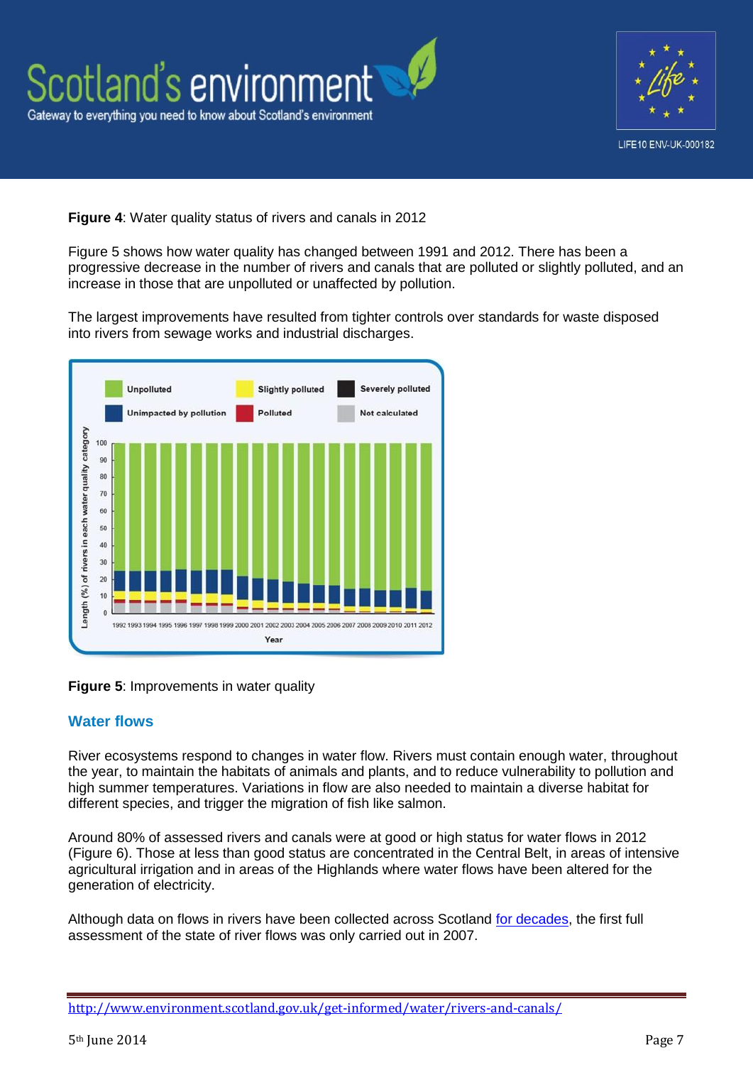**Figure 4**: Water quality status of rivers and canals in 2012

Figure 5 shows how water quality has changed between 1991 and 2012. There has been a progressive decrease in the number of rivers and canals that are polluted or slightly polluted, and an increase in those that are unpolluted or unaffected by pollution.

The largest improvements have resulted from tighter controls over standards for waste disposed into rivers from sewage works and industrial discharges.

**Figure 5**: Improvements in water quality

## Water flows

River ecosystems respond to changes in water flow. Rivers must contain enough water, throughout the year, to maintain the habitats of animals and plants, and to reduce vulnerability to pollution and high summer temperatures. Variations in flow are also needed to maintain a diverse habitat for different species, and trigger the migration of fish like salmon.

Around 80% of assessed rivers and canals were at good or high status for water flows in 2012 (Figure 6). Those at less than good status are concentrated in the Central Belt, in areas of intensive agricultural irrigation and in areas of the Highlands where water flows have been altered for the generation of electricity.

Although data on flows in rivers have been collected across Scotland for decades, the first full assessment of the state of river flows was only carried out in 2007.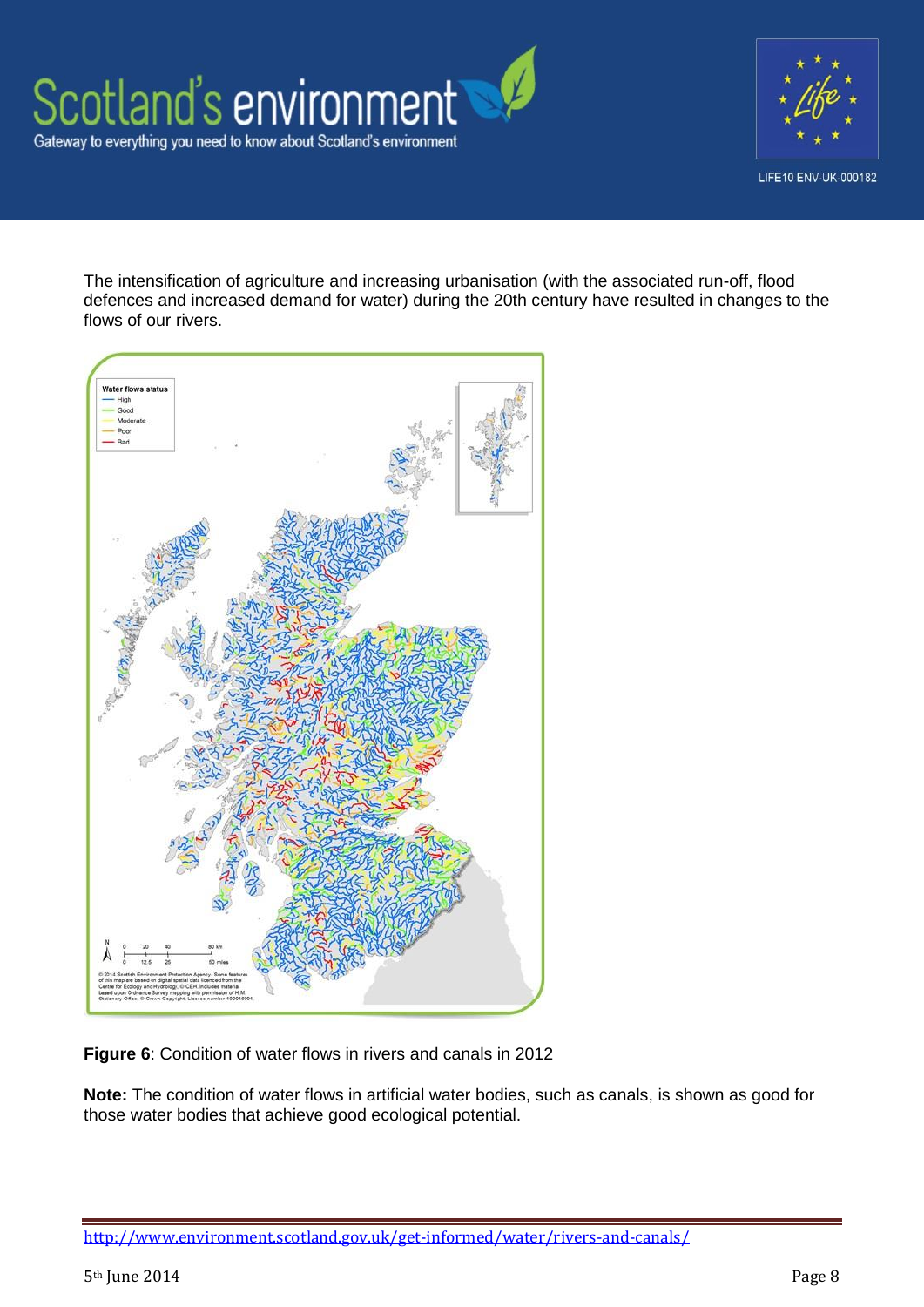The intensification of agriculture and increasing urbanisation (with the associated run-off, flood defences and increased demand for water) during the 20th century have resulted in changes to the flows of our rivers.

**Figure 6**: Condition of water flows in rivers and canals in 2012

**Note:** The condition of water flows in artificial water bodies, such as canals, is shown as good for those water bodies that achieve good ecological potential.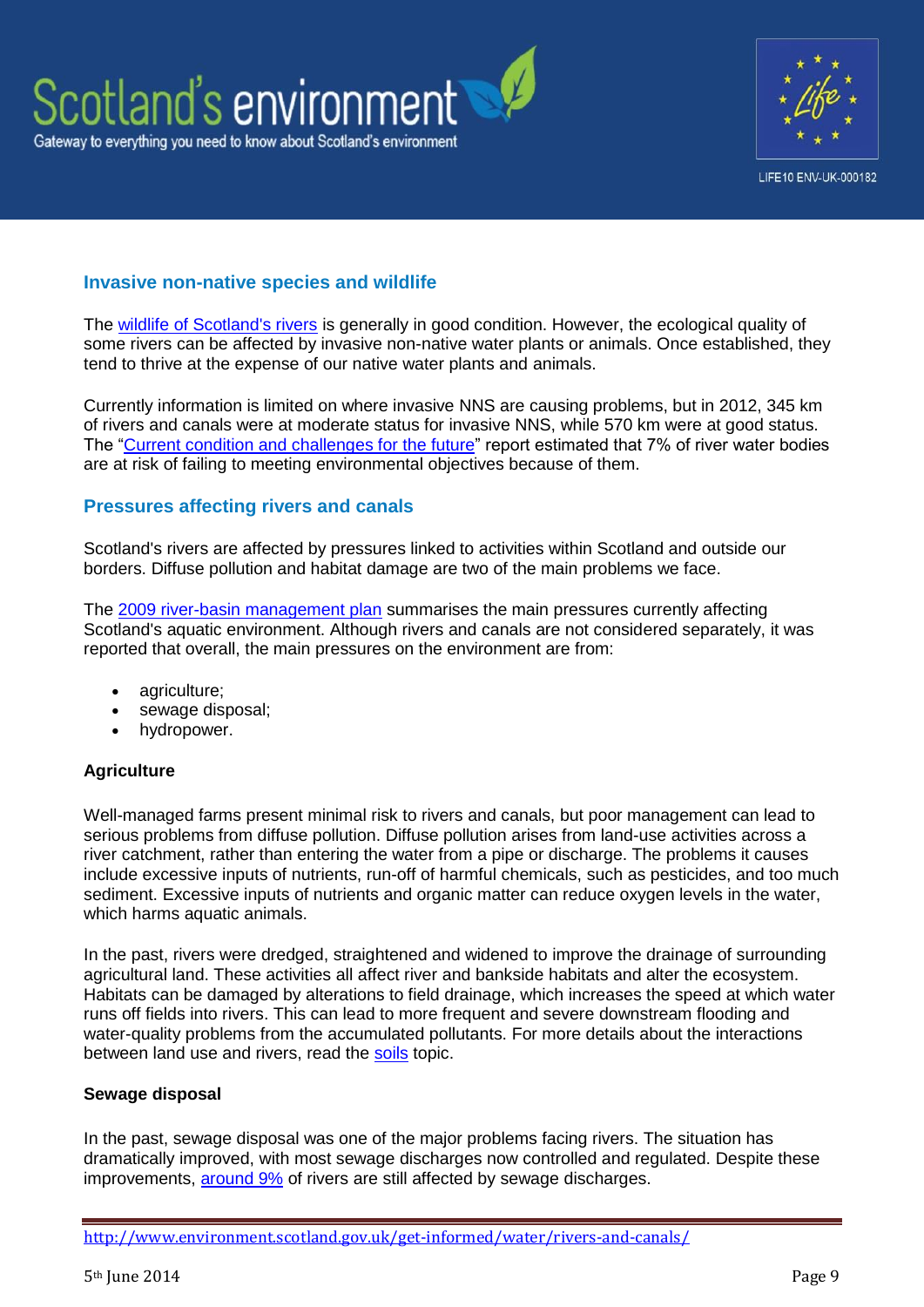## Invasive non-native species and wildlife

The wildlife of Scotland's rivers is generally in good condition. However, the ecological quality of some rivers can be affected by invasive non-native water plants or animals. Once established, they tend to thrive at the expense of our native water plants and animals.

Currently information is limited on where invasive NNS are causing problems, but in 2012, 345 km of rivers and canals were at moderate status for invasive NNS, while 570 km were at good status. The "Current condition and challenges for the future" report estimated that 7% of river water bodies are at risk of failing to meeting environmental objectives because of them.

## Pressures affecting rivers and canals

Scotland's rivers are affected by pressures linked to activities within Scotland and outside our borders. Diffuse pollution and habitat damage are two of the main problems we face.

The 2009 river-basin management plan summarises the main pressures currently affecting Scotland's aquatic environment. Although rivers and canals are not considered separately, it was reported that overall, the main pressures on the environment are from:

- agriculture;
- sewage disposal;
- hydropower.

### Agriculture

Well-managed farms present minimal risk to rivers and canals, but poor management can lead to serious problems from diffuse pollution. Diffuse pollution arises from land-use activities across a river catchment, rather than entering the water from a pipe or discharge. The problems it causes include excessive inputs of nutrients, run-off of harmful chemicals, such as pesticides, and too much sediment. Excessive inputs of nutrients and organic matter can reduce oxygen levels in the water, which harms aquatic animals.

In the past, rivers were dredged, straightened and widened to improve the drainage of surrounding agricultural land. These activities all affect river and bankside habitats and alter the ecosystem. Habitats can be damaged by alterations to field drainage, which increases the speed at which water runs off fields into rivers. This can lead to more frequent and severe downstream flooding and water-quality problems from the accumulated pollutants. For more details about the interactions between land use and rivers, read the soils topic.

### Sewage disposal

In the past, sewage disposal was one of the major problems facing rivers. The situation has dramatically improved, with most sewage discharges now controlled and regulated. Despite these improvements, around 9% of rivers are still affected by sewage discharges.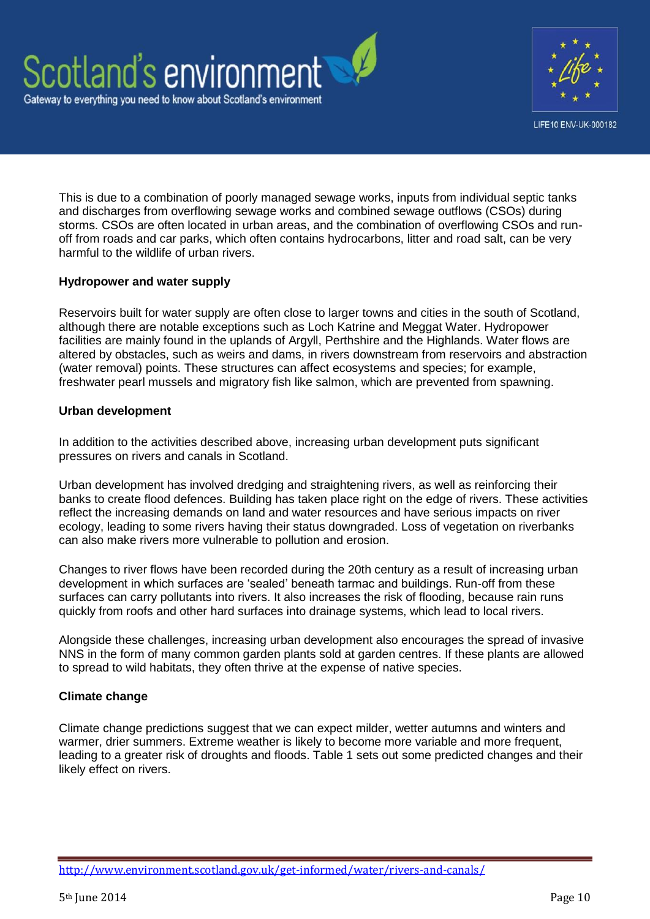This is due to a combination of poorly managed sewage works, inputs from individual septic tanks and discharges from overflowing sewage works and combined sewage outflows (CSOs) during storms. CSOs are often located in urban areas, and the combination of overflowing CSOs and run-off from roads and car parks, which often contains hydrocarbons, litter and road salt, can be very harmful to the wildlife of urban rivers.

**Hydropower and water supply**

Reservoirs built for water supply are often close to larger towns and cities in the south of Scotland, although there are notable exceptions such as Loch Katrine and Meggat Water. Hydropower facilities are mainly found in the uplands of Argyll, Perthshire and the Highlands. Water flows are altered by obstacles, such as weirs and dams, in rivers downstream from reservoirs and abstraction (water removal) points. These structures can affect ecosystems and species; for example, freshwater pearl mussels and migratory fish like salmon, which are prevented from spawning.

**Urban development**

In addition to the activities described above, increasing urban development puts significant pressures on rivers and canals in Scotland.

Urban development has involved dredging and straightening rivers, as well as reinforcing their banks to create flood defences. Building has taken place right on the edge of rivers. These activities reflect the increasing demands on land and water resources and have serious impacts on river ecology, leading to some rivers having their status downgraded. Loss of vegetation on riverbanks can also make rivers more vulnerable to pollution and erosion.

Changes to river flows have been recorded during the 20th century as a result of increasing urban development in which surfaces are 'sealed' beneath tarmac and buildings. Run-off from these surfaces can carry pollutants into rivers. It also increases the risk of flooding, because rain runs quickly from roofs and other hard surfaces into drainage systems, which lead to local rivers.

Alongside these challenges, increasing urban development also encourages the spread of invasive NNS in the form of many common garden plants sold at garden centres. If these plants are allowed to spread to wild habitats, they often thrive at the expense of native species.

**Climate change**

Climate change predictions suggest that we can expect milder, wetter autumns and winters and warmer, drier summers. Extreme weather is likely to become more variable and more frequent, leading to a greater risk of droughts and floods. Table 1 sets out some predicted changes and their likely effect on rivers.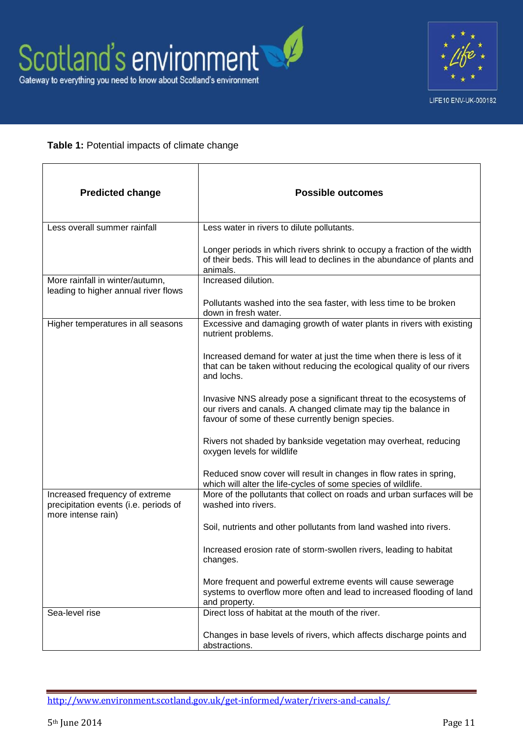**Table 1:** Potential impacts of climate change

| Predicted change | Possible outcomes |
|---|---|
| Less overall summer rainfall | Less water in rivers to dilute pollutants.<br><br>Longer periods in which rivers shrink to occupy a fraction of the width of their beds. This will lead to declines in the abundance of plants and animals. |
| More rainfall in winter/autumn, leading to higher annual river flows | Increased dilution.<br><br>Pollutants washed into the sea faster, with less time to be broken down in fresh water. |
| Higher temperatures in all seasons | Excessive and damaging growth of water plants in rivers with existing nutrient problems.<br><br>Increased demand for water at just the time when there is less of it that can be taken without reducing the ecological quality of our rivers and lochs.<br><br>Invasive NNS already pose a significant threat to the ecosystems of our rivers and canals. A changed climate may tip the balance in favour of some of these currently benign species.<br><br>Rivers not shaded by bankside vegetation may overheat, reducing oxygen levels for wildlife<br><br>Reduced snow cover will result in changes in flow rates in spring, which will alter the life-cycles of some species of wildlife. |
| Increased frequency of extreme precipitation events (i.e. periods of more intense rain) | More of the pollutants that collect on roads and urban surfaces will be washed into rivers.<br><br>Soil, nutrients and other pollutants from land washed into rivers.<br><br>Increased erosion rate of storm-swollen rivers, leading to habitat changes.<br><br>More frequent and powerful extreme events will cause sewerage systems to overflow more often and lead to increased flooding of land and property. |
| Sea-level rise | Direct loss of habitat at the mouth of the river.<br><br>Changes in base levels of rivers, which affects discharge points and abstractions. |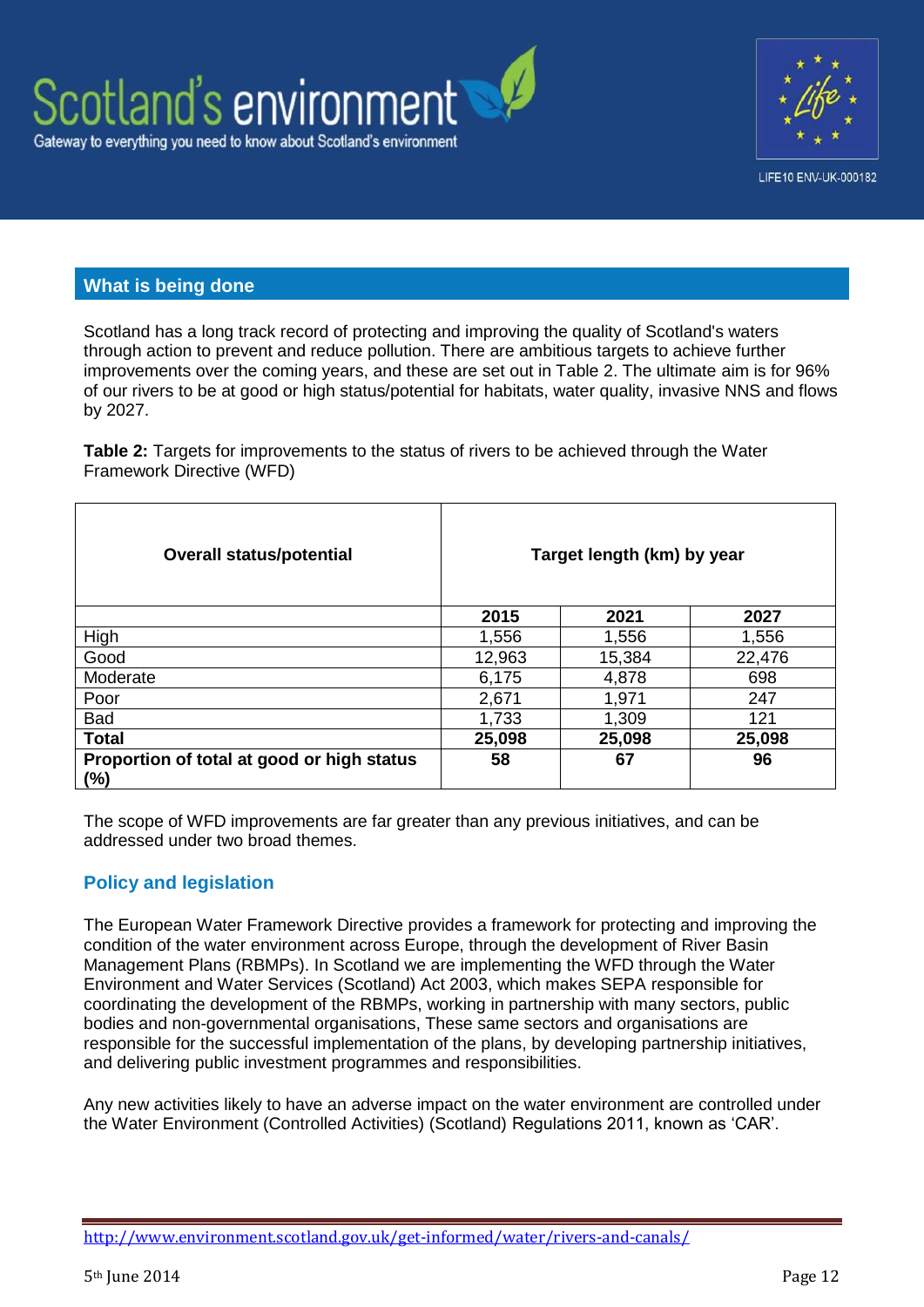## What is being done

Scotland has a long track record of protecting and improving the quality of Scotland's waters through action to prevent and reduce pollution. There are ambitious targets to achieve further improvements over the coming years, and these are set out in Table 2. The ultimate aim is for 96% of our rivers to be at good or high status/potential for habitats, water quality, invasive NNS and flows by 2027.

**Table 2:** Targets for improvements to the status of rivers to be achieved through the Water Framework Directive (WFD)

| Overall status/potential | Target length (km) by year | | |
|---|---|---|---|
| | **2015** | **2021** | **2027** |
| High | 1,556 | 1,556 | 1,556 |
| Good | 12,963 | 15,384 | 22,476 |
| Moderate | 6,175 | 4,878 | 698 |
| Poor | 2,671 | 1,971 | 247 |
| Bad | 1,733 | 1,309 | 121 |
| **Total** | **25,098** | **25,098** | **25,098** |
| **Proportion of total at good or high status (%)** | **58** | **67** | **96** |

The scope of WFD improvements are far greater than any previous initiatives, and can be addressed under two broad themes.

### Policy and legislation

The European Water Framework Directive provides a framework for protecting and improving the condition of the water environment across Europe, through the development of River Basin Management Plans (RBMPs). In Scotland we are implementing the WFD through the Water Environment and Water Services (Scotland) Act 2003, which makes SEPA responsible for coordinating the development of the RBMPs, working in partnership with many sectors, public bodies and non-governmental organisations, These same sectors and organisations are responsible for the successful implementation of the plans, by developing partnership initiatives, and delivering public investment programmes and responsibilities.

Any new activities likely to have an adverse impact on the water environment are controlled under the Water Environment (Controlled Activities) (Scotland) Regulations 2011, known as 'CAR'.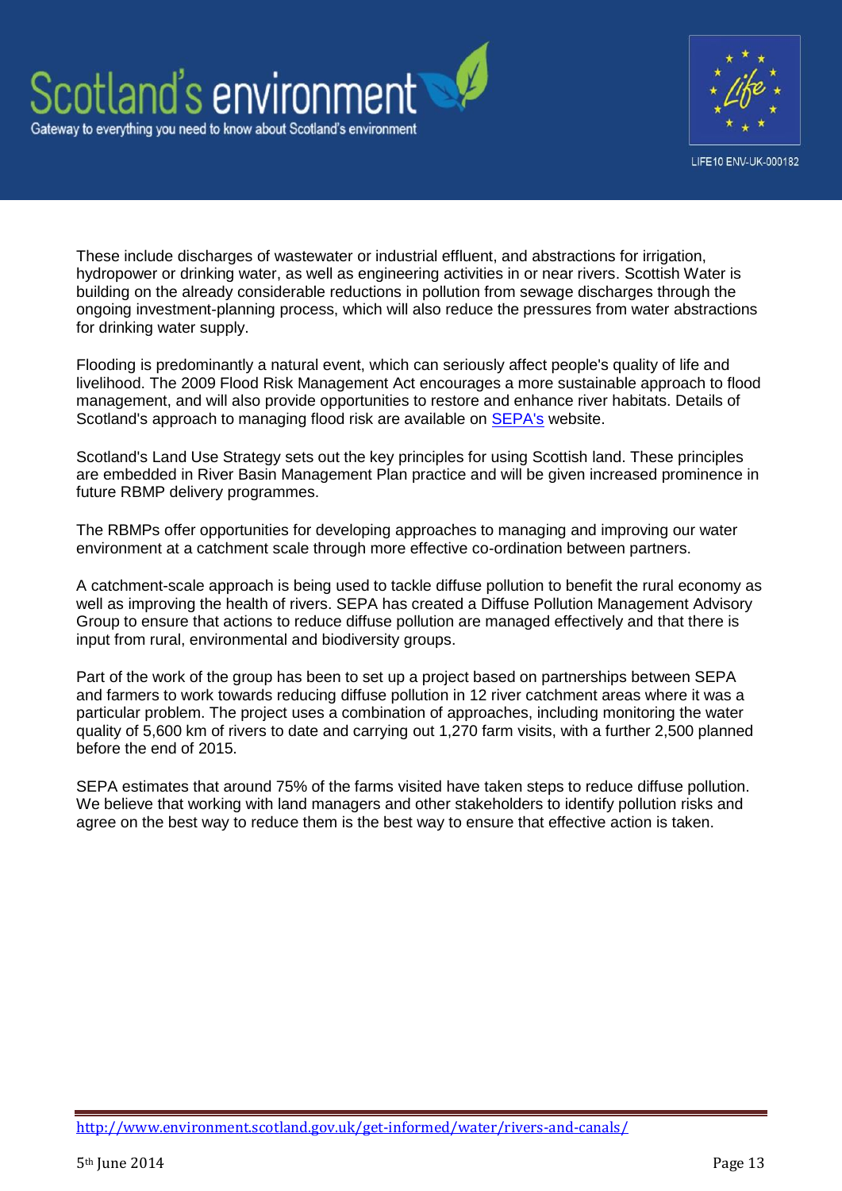These include discharges of wastewater or industrial effluent, and abstractions for irrigation, hydropower or drinking water, as well as engineering activities in or near rivers. Scottish Water is building on the already considerable reductions in pollution from sewage discharges through the ongoing investment-planning process, which will also reduce the pressures from water abstractions for drinking water supply.

Flooding is predominantly a natural event, which can seriously affect people's quality of life and livelihood. The 2009 Flood Risk Management Act encourages a more sustainable approach to flood management, and will also provide opportunities to restore and enhance river habitats. Details of Scotland's approach to managing flood risk are available on SEPA's website.

Scotland's Land Use Strategy sets out the key principles for using Scottish land. These principles are embedded in River Basin Management Plan practice and will be given increased prominence in future RBMP delivery programmes.

The RBMPs offer opportunities for developing approaches to managing and improving our water environment at a catchment scale through more effective co-ordination between partners.

A catchment-scale approach is being used to tackle diffuse pollution to benefit the rural economy as well as improving the health of rivers. SEPA has created a Diffuse Pollution Management Advisory Group to ensure that actions to reduce diffuse pollution are managed effectively and that there is input from rural, environmental and biodiversity groups.

Part of the work of the group has been to set up a project based on partnerships between SEPA and farmers to work towards reducing diffuse pollution in 12 river catchment areas where it was a particular problem. The project uses a combination of approaches, including monitoring the water quality of 5,600 km of rivers to date and carrying out 1,270 farm visits, with a further 2,500 planned before the end of 2015.

SEPA estimates that around 75% of the farms visited have taken steps to reduce diffuse pollution. We believe that working with land managers and other stakeholders to identify pollution risks and agree on the best way to reduce them is the best way to ensure that effective action is taken.